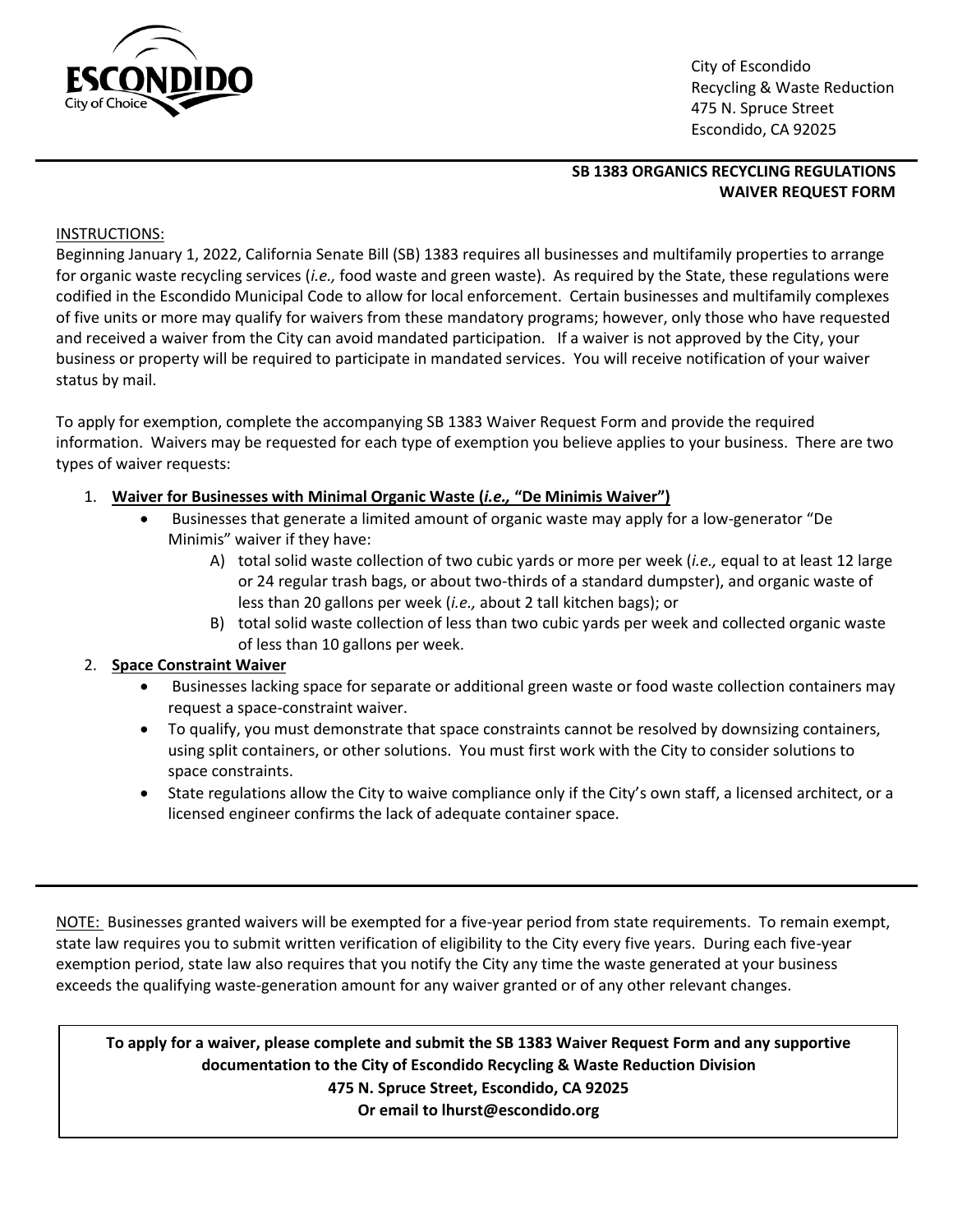ESCONDIDO
City of Choice

City of Escondido
Recycling & Waste Reduction
475 N. Spruce Street
Escondido, CA 92025

## SB 1383 ORGANICS RECYCLING REGULATIONS WAIVER REQUEST FORM

INSTRUCTIONS:

Beginning January 1, 2022, California Senate Bill (SB) 1383 requires all businesses and multifamily properties to arrange for organic waste recycling services (*i.e.,* food waste and green waste). As required by the State, these regulations were codified in the Escondido Municipal Code to allow for local enforcement. Certain businesses and multifamily complexes of five units or more may qualify for waivers from these mandatory programs; however, only those who have requested and received a waiver from the City can avoid mandated participation. If a waiver is not approved by the City, your business or property will be required to participate in mandated services. You will receive notification of your waiver status by mail.

To apply for exemption, complete the accompanying SB 1383 Waiver Request Form and provide the required information. Waivers may be requested for each type of exemption you believe applies to your business. There are two types of waiver requests:

1. **Waiver for Businesses with Minimal Organic Waste (*i.e.,* "De Minimis Waiver")**
   - Businesses that generate a limited amount of organic waste may apply for a low-generator "De Minimis" waiver if they have:
     - A) total solid waste collection of two cubic yards or more per week (*i.e.,* equal to at least 12 large or 24 regular trash bags, or about two-thirds of a standard dumpster), and organic waste of less than 20 gallons per week (*i.e.,* about 2 tall kitchen bags); or
     - B) total solid waste collection of less than two cubic yards per week and collected organic waste of less than 10 gallons per week.
2. **Space Constraint Waiver**
   - Businesses lacking space for separate or additional green waste or food waste collection containers may request a space-constraint waiver.
   - To qualify, you must demonstrate that space constraints cannot be resolved by downsizing containers, using split containers, or other solutions. You must first work with the City to consider solutions to space constraints.
   - State regulations allow the City to waive compliance only if the City's own staff, a licensed architect, or a licensed engineer confirms the lack of adequate container space.

NOTE: Businesses granted waivers will be exempted for a five-year period from state requirements. To remain exempt, state law requires you to submit written verification of eligibility to the City every five years. During each five-year exemption period, state law also requires that you notify the City any time the waste generated at your business exceeds the qualifying waste-generation amount for any waiver granted or of any other relevant changes.

**To apply for a waiver, please complete and submit the SB 1383 Waiver Request Form and any supportive documentation to the City of Escondido Recycling & Waste Reduction Division**
**475 N. Spruce Street, Escondido, CA 92025**
**Or email to lhurst@escondido.org**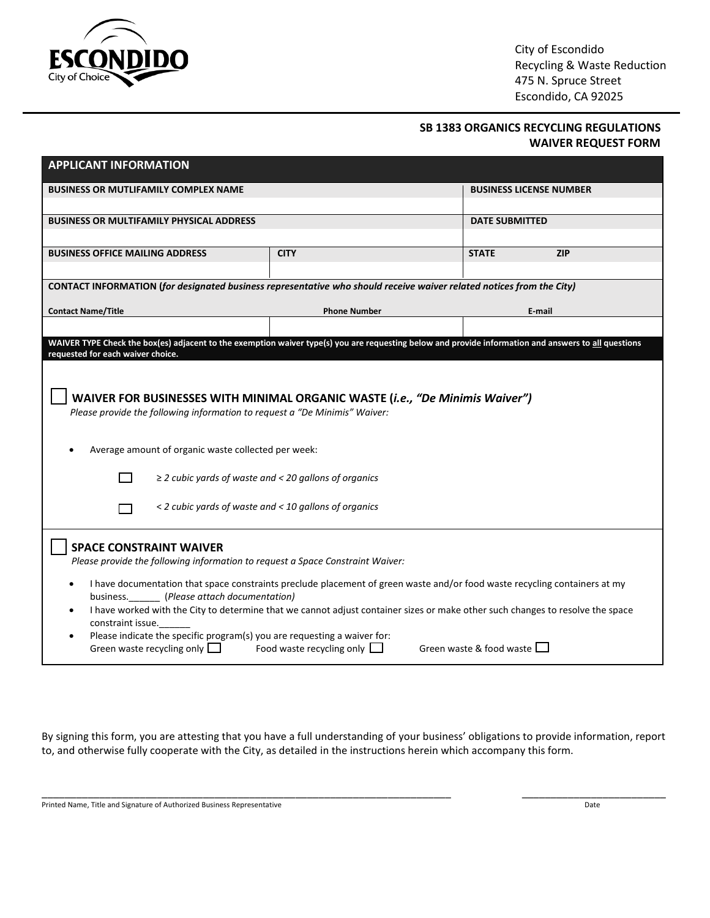City of Escondido
Recycling & Waste Reduction
475 N. Spruce Street
Escondido, CA 92025

**SB 1383 ORGANICS RECYCLING REGULATIONS**
**WAIVER REQUEST FORM**

## APPLICANT INFORMATION

| BUSINESS OR MUTLIFAMILY COMPLEX NAME | | BUSINESS LICENSE NUMBER | |
|---|---|---|---|
| | | | |
| **BUSINESS OR MULTIFAMILY PHYSICAL ADDRESS** | | **DATE SUBMITTED** | |
| | | | |
| **BUSINESS OFFICE MAILING ADDRESS** | **CITY** | **STATE** | **ZIP** |
| | | | |

**CONTACT INFORMATION (*for designated business representative who should receive waiver related notices from the City*)**

| Contact Name/Title | Phone Number | E-mail |
|---|---|---|
| | | |

**WAIVER TYPE Check the box(es) adjacent to the exemption waiver type(s) you are requesting below and provide information and answers to all questions requested for each waiver choice.**

☐ **WAIVER FOR BUSINESSES WITH MINIMAL ORGANIC WASTE (*i.e., "De Minimis Waiver"*)**

*Please provide the following information to request a "De Minimis" Waiver:*

- Average amount of organic waste collected per week:
  - ☐ *≥ 2 cubic yards of waste and < 20 gallons of organics*
  - ☐ *< 2 cubic yards of waste and < 10 gallons of organics*

☐ **SPACE CONSTRAINT WAIVER**

*Please provide the following information to request a Space Constraint Waiver:*

- I have documentation that space constraints preclude placement of green waste and/or food waste recycling containers at my business.______ (*Please attach documentation*)
- I have worked with the City to determine that we cannot adjust container sizes or make other such changes to resolve the space constraint issue.______
- Please indicate the specific program(s) you are requesting a waiver for:
  Green waste recycling only ☐ Food waste recycling only ☐ Green waste & food waste ☐

By signing this form, you are attesting that you have a full understanding of your business' obligations to provide information, report to, and otherwise fully cooperate with the City, as detailed in the instructions herein which accompany this form.

_______________________________________________ _______________________
Printed Name, Title and Signature of Authorized Business Representative Date